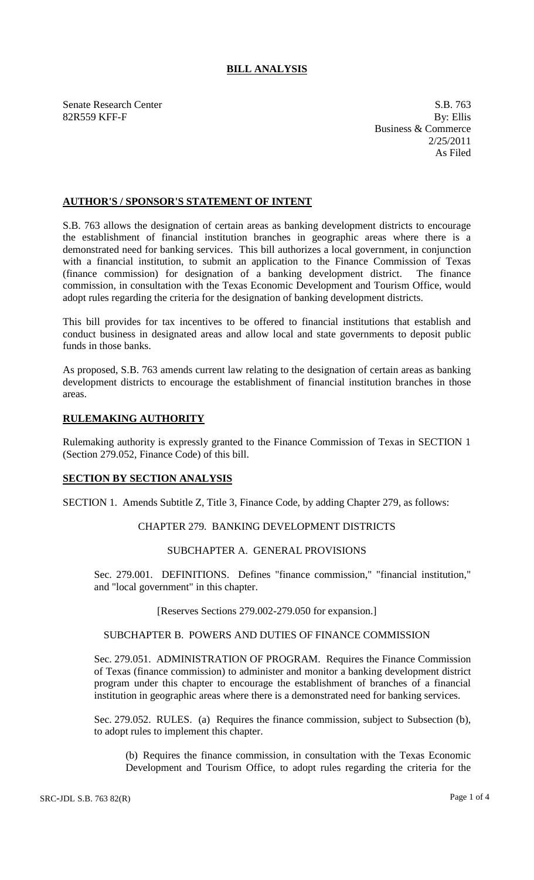**BILL ANALYSIS**

Senate Research Center
82R559 KFF-F

S.B. 763
By: Ellis
Business & Commerce
2/25/2011
As Filed

**AUTHOR'S / SPONSOR'S STATEMENT OF INTENT**

S.B. 763 allows the designation of certain areas as banking development districts to encourage the establishment of financial institution branches in geographic areas where there is a demonstrated need for banking services. This bill authorizes a local government, in conjunction with a financial institution, to submit an application to the Finance Commission of Texas (finance commission) for designation of a banking development district. The finance commission, in consultation with the Texas Economic Development and Tourism Office, would adopt rules regarding the criteria for the designation of banking development districts.

This bill provides for tax incentives to be offered to financial institutions that establish and conduct business in designated areas and allow local and state governments to deposit public funds in those banks.

As proposed, S.B. 763 amends current law relating to the designation of certain areas as banking development districts to encourage the establishment of financial institution branches in those areas.

**RULEMAKING AUTHORITY**

Rulemaking authority is expressly granted to the Finance Commission of Texas in SECTION 1 (Section 279.052, Finance Code) of this bill.

**SECTION BY SECTION ANALYSIS**

SECTION 1. Amends Subtitle Z, Title 3, Finance Code, by adding Chapter 279, as follows:

CHAPTER 279. BANKING DEVELOPMENT DISTRICTS

SUBCHAPTER A. GENERAL PROVISIONS

Sec. 279.001. DEFINITIONS. Defines "finance commission," "financial institution," and "local government" in this chapter.

[Reserves Sections 279.002-279.050 for expansion.]

SUBCHAPTER B. POWERS AND DUTIES OF FINANCE COMMISSION

Sec. 279.051. ADMINISTRATION OF PROGRAM. Requires the Finance Commission of Texas (finance commission) to administer and monitor a banking development district program under this chapter to encourage the establishment of branches of a financial institution in geographic areas where there is a demonstrated need for banking services.

Sec. 279.052. RULES. (a) Requires the finance commission, subject to Subsection (b), to adopt rules to implement this chapter.

(b) Requires the finance commission, in consultation with the Texas Economic Development and Tourism Office, to adopt rules regarding the criteria for the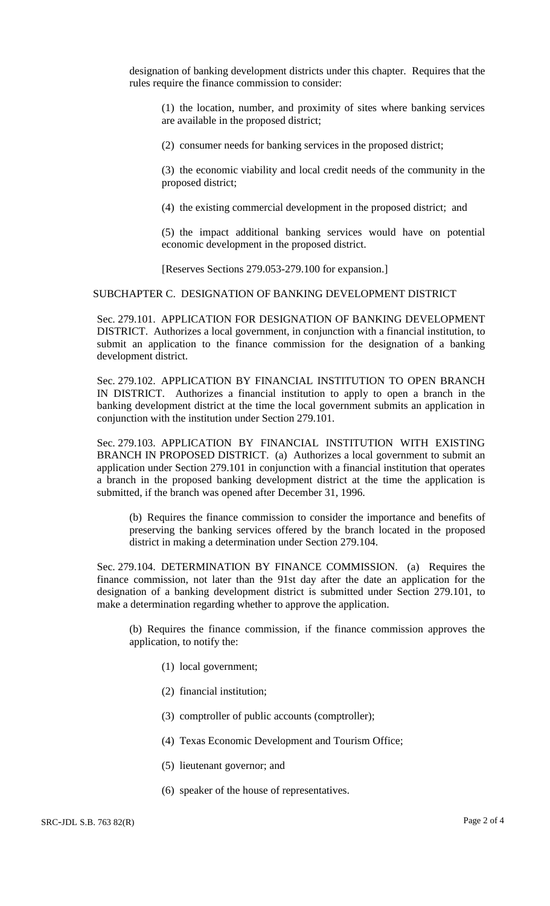designation of banking development districts under this chapter. Requires that the rules require the finance commission to consider:

(1) the location, number, and proximity of sites where banking services are available in the proposed district;

(2) consumer needs for banking services in the proposed district;

(3) the economic viability and local credit needs of the community in the proposed district;

(4) the existing commercial development in the proposed district; and

(5) the impact additional banking services would have on potential economic development in the proposed district.

[Reserves Sections 279.053-279.100 for expansion.]

SUBCHAPTER C. DESIGNATION OF BANKING DEVELOPMENT DISTRICT

Sec. 279.101. APPLICATION FOR DESIGNATION OF BANKING DEVELOPMENT DISTRICT. Authorizes a local government, in conjunction with a financial institution, to submit an application to the finance commission for the designation of a banking development district.

Sec. 279.102. APPLICATION BY FINANCIAL INSTITUTION TO OPEN BRANCH IN DISTRICT. Authorizes a financial institution to apply to open a branch in the banking development district at the time the local government submits an application in conjunction with the institution under Section 279.101.

Sec. 279.103. APPLICATION BY FINANCIAL INSTITUTION WITH EXISTING BRANCH IN PROPOSED DISTRICT. (a) Authorizes a local government to submit an application under Section 279.101 in conjunction with a financial institution that operates a branch in the proposed banking development district at the time the application is submitted, if the branch was opened after December 31, 1996.

(b) Requires the finance commission to consider the importance and benefits of preserving the banking services offered by the branch located in the proposed district in making a determination under Section 279.104.

Sec. 279.104. DETERMINATION BY FINANCE COMMISSION. (a) Requires the finance commission, not later than the 91st day after the date an application for the designation of a banking development district is submitted under Section 279.101, to make a determination regarding whether to approve the application.

(b) Requires the finance commission, if the finance commission approves the application, to notify the:

(1) local government;

(2) financial institution;

(3) comptroller of public accounts (comptroller);

(4) Texas Economic Development and Tourism Office;

(5) lieutenant governor; and

(6) speaker of the house of representatives.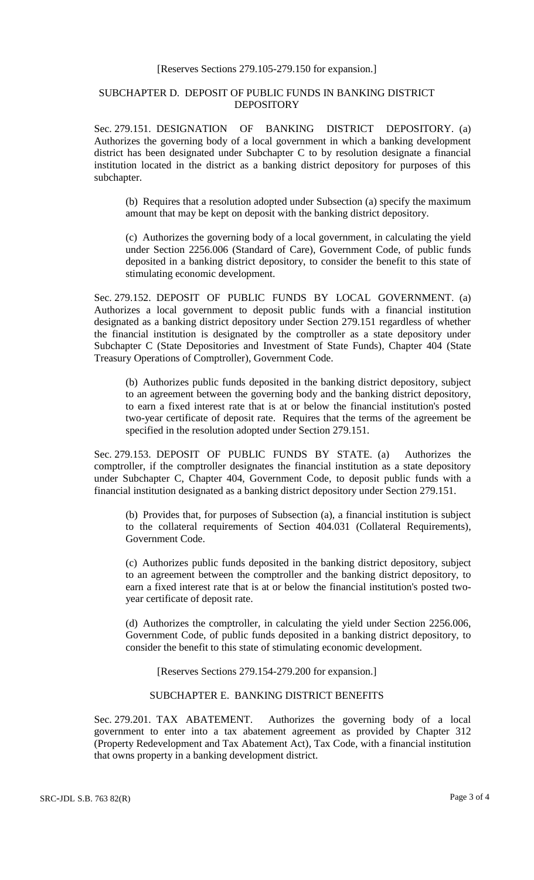[Reserves Sections 279.105-279.150 for expansion.]

## SUBCHAPTER D. DEPOSIT OF PUBLIC FUNDS IN BANKING DISTRICT DEPOSITORY

Sec. 279.151. DESIGNATION OF BANKING DISTRICT DEPOSITORY. (a) Authorizes the governing body of a local government in which a banking development district has been designated under Subchapter C to by resolution designate a financial institution located in the district as a banking district depository for purposes of this subchapter.

(b) Requires that a resolution adopted under Subsection (a) specify the maximum amount that may be kept on deposit with the banking district depository.

(c) Authorizes the governing body of a local government, in calculating the yield under Section 2256.006 (Standard of Care), Government Code, of public funds deposited in a banking district depository, to consider the benefit to this state of stimulating economic development.

Sec. 279.152. DEPOSIT OF PUBLIC FUNDS BY LOCAL GOVERNMENT. (a) Authorizes a local government to deposit public funds with a financial institution designated as a banking district depository under Section 279.151 regardless of whether the financial institution is designated by the comptroller as a state depository under Subchapter C (State Depositories and Investment of State Funds), Chapter 404 (State Treasury Operations of Comptroller), Government Code.

(b) Authorizes public funds deposited in the banking district depository, subject to an agreement between the governing body and the banking district depository, to earn a fixed interest rate that is at or below the financial institution's posted two-year certificate of deposit rate. Requires that the terms of the agreement be specified in the resolution adopted under Section 279.151.

Sec. 279.153. DEPOSIT OF PUBLIC FUNDS BY STATE. (a) Authorizes the comptroller, if the comptroller designates the financial institution as a state depository under Subchapter C, Chapter 404, Government Code, to deposit public funds with a financial institution designated as a banking district depository under Section 279.151.

(b) Provides that, for purposes of Subsection (a), a financial institution is subject to the collateral requirements of Section 404.031 (Collateral Requirements), Government Code.

(c) Authorizes public funds deposited in the banking district depository, subject to an agreement between the comptroller and the banking district depository, to earn a fixed interest rate that is at or below the financial institution's posted two-year certificate of deposit rate.

(d) Authorizes the comptroller, in calculating the yield under Section 2256.006, Government Code, of public funds deposited in a banking district depository, to consider the benefit to this state of stimulating economic development.

[Reserves Sections 279.154-279.200 for expansion.]

## SUBCHAPTER E. BANKING DISTRICT BENEFITS

Sec. 279.201. TAX ABATEMENT. Authorizes the governing body of a local government to enter into a tax abatement agreement as provided by Chapter 312 (Property Redevelopment and Tax Abatement Act), Tax Code, with a financial institution that owns property in a banking development district.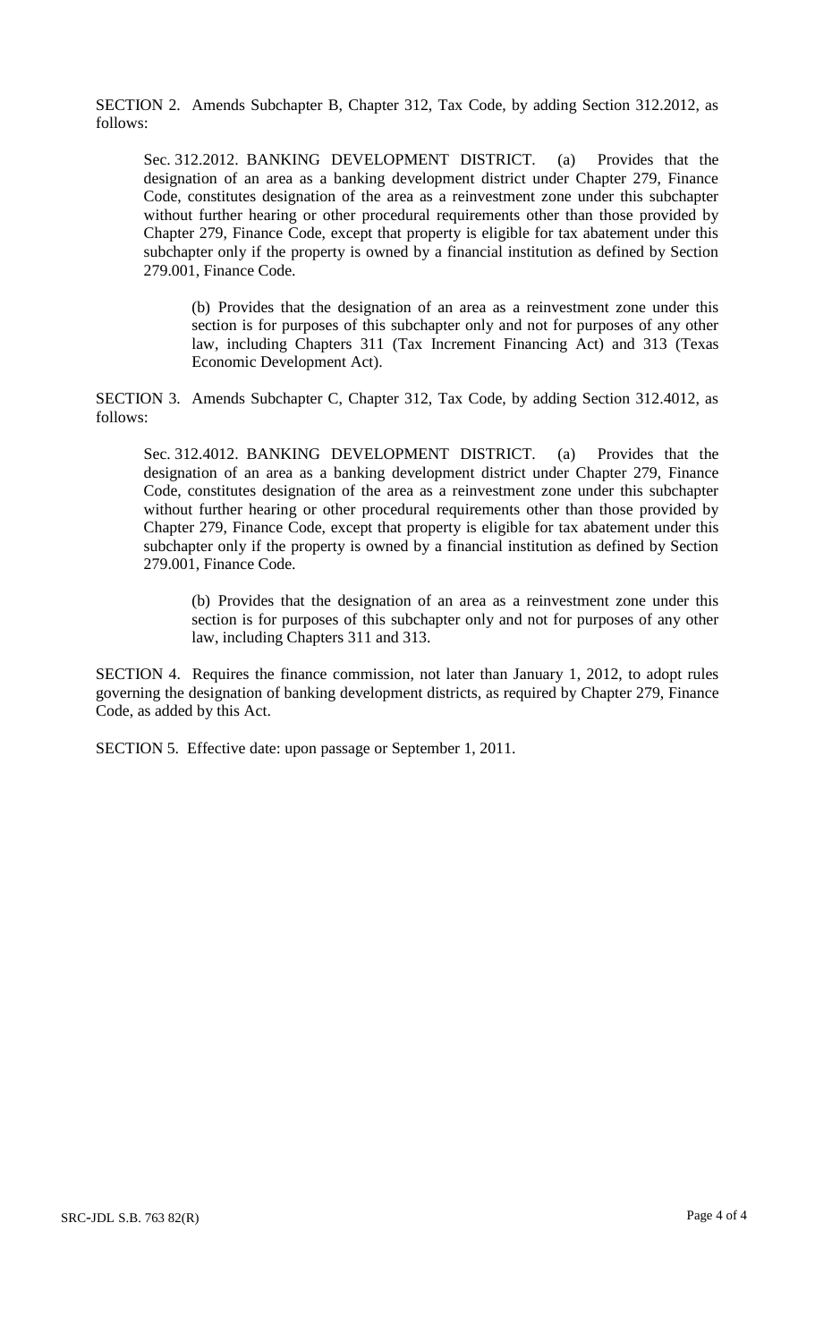SECTION 2. Amends Subchapter B, Chapter 312, Tax Code, by adding Section 312.2012, as follows:

> Sec. 312.2012. BANKING DEVELOPMENT DISTRICT. (a) Provides that the designation of an area as a banking development district under Chapter 279, Finance Code, constitutes designation of the area as a reinvestment zone under this subchapter without further hearing or other procedural requirements other than those provided by Chapter 279, Finance Code, except that property is eligible for tax abatement under this subchapter only if the property is owned by a financial institution as defined by Section 279.001, Finance Code.
>
> > (b) Provides that the designation of an area as a reinvestment zone under this section is for purposes of this subchapter only and not for purposes of any other law, including Chapters 311 (Tax Increment Financing Act) and 313 (Texas Economic Development Act).

SECTION 3. Amends Subchapter C, Chapter 312, Tax Code, by adding Section 312.4012, as follows:

> Sec. 312.4012. BANKING DEVELOPMENT DISTRICT. (a) Provides that the designation of an area as a banking development district under Chapter 279, Finance Code, constitutes designation of the area as a reinvestment zone under this subchapter without further hearing or other procedural requirements other than those provided by Chapter 279, Finance Code, except that property is eligible for tax abatement under this subchapter only if the property is owned by a financial institution as defined by Section 279.001, Finance Code.
>
> > (b) Provides that the designation of an area as a reinvestment zone under this section is for purposes of this subchapter only and not for purposes of any other law, including Chapters 311 and 313.

SECTION 4. Requires the finance commission, not later than January 1, 2012, to adopt rules governing the designation of banking development districts, as required by Chapter 279, Finance Code, as added by this Act.

SECTION 5. Effective date: upon passage or September 1, 2011.